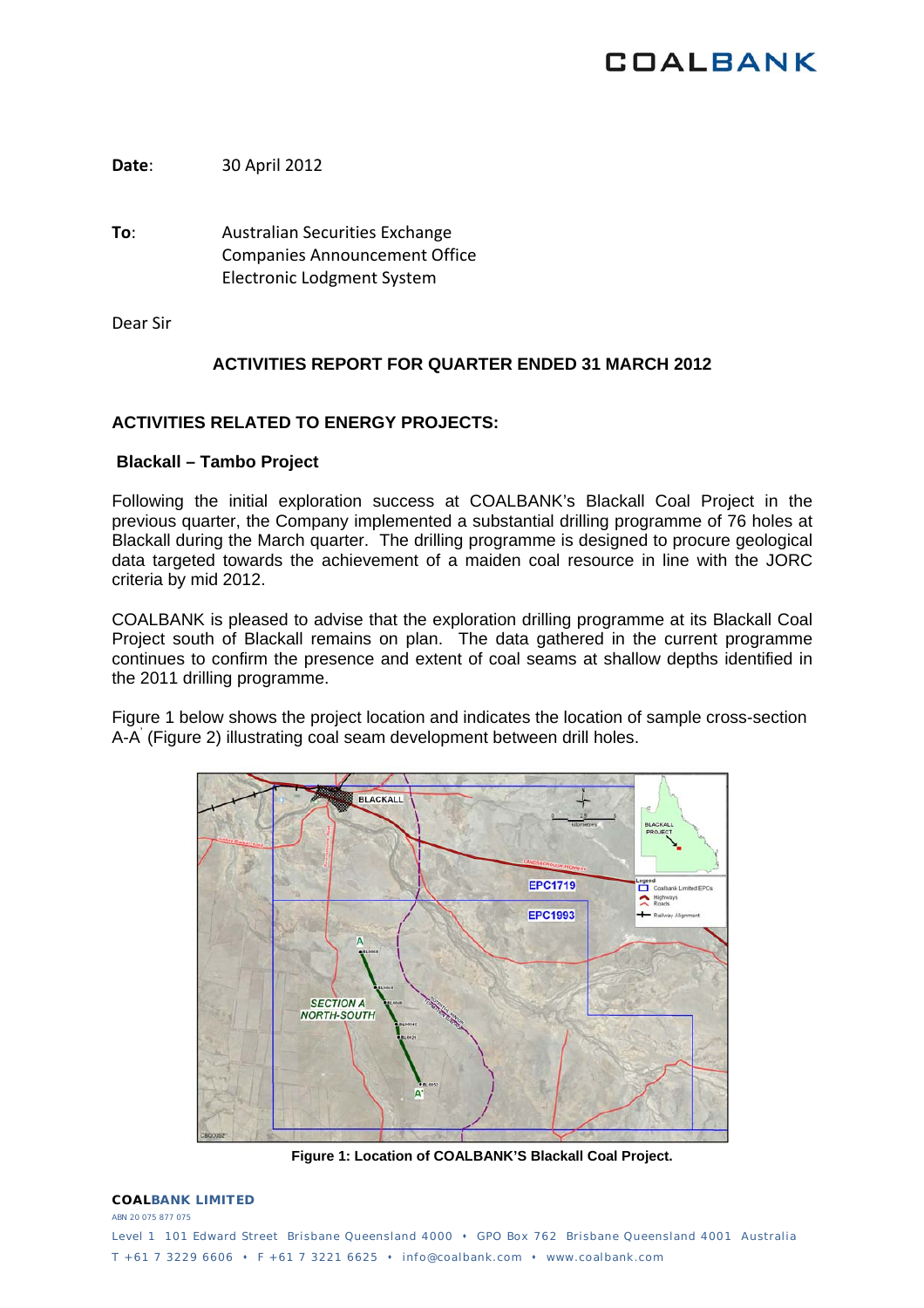COALBANK

**Date**: 30 April 2012

**To**: Australian Securities Exchange
Companies Announcement Office
Electronic Lodgment System

Dear Sir

## ACTIVITIES REPORT FOR QUARTER ENDED 31 MARCH 2012

### ACTIVITIES RELATED TO ENERGY PROJECTS:

### Blackall – Tambo Project

Following the initial exploration success at COALBANK's Blackall Coal Project in the previous quarter, the Company implemented a substantial drilling programme of 76 holes at Blackall during the March quarter. The drilling programme is designed to procure geological data targeted towards the achievement of a maiden coal resource in line with the JORC criteria by mid 2012.

COALBANK is pleased to advise that the exploration drilling programme at its Blackall Coal Project south of Blackall remains on plan. The data gathered in the current programme continues to confirm the presence and extent of coal seams at shallow depths identified in the 2011 drilling programme.

Figure 1 below shows the project location and indicates the location of sample cross-section A-A' (Figure 2) illustrating coal seam development between drill holes.

**Figure 1: Location of COALBANK'S Blackall Coal Project.**

**COALBANK LIMITED**
ABN 20 075 877 075
Level 1 101 Edward Street Brisbane Queensland 4000 • GPO Box 762 Brisbane Queensland 4001 Australia
T +61 7 3229 6606 • F +61 7 3221 6625 • info@coalbank.com • www.coalbank.com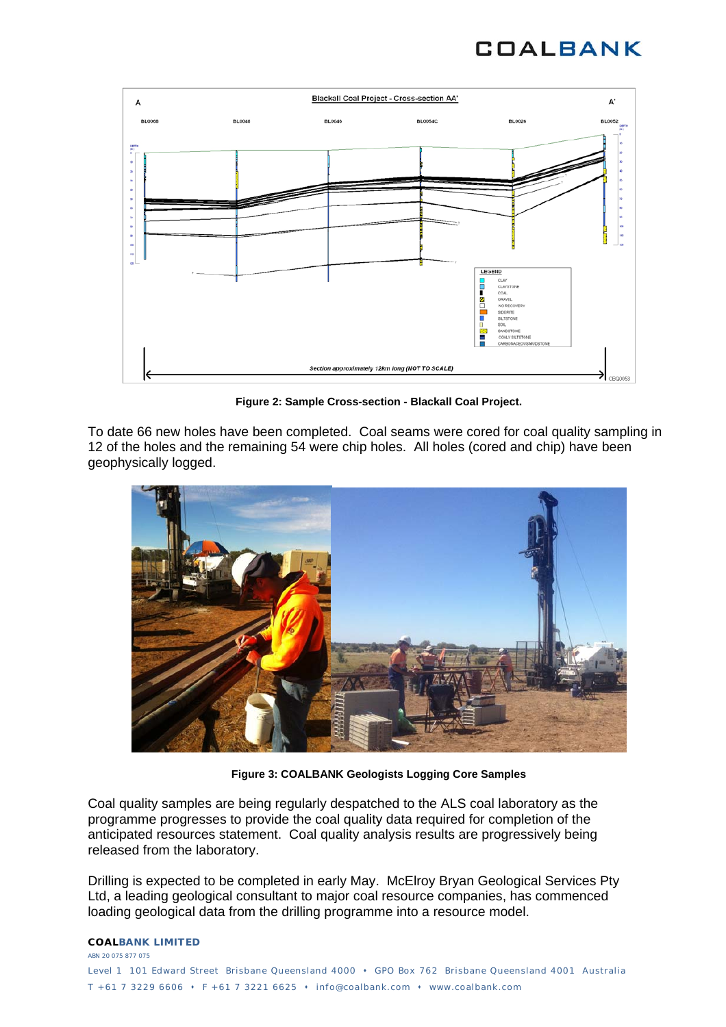**Figure 2: Sample Cross-section - Blackall Coal Project.**

To date 66 new holes have been completed. Coal seams were cored for coal quality sampling in 12 of the holes and the remaining 54 were chip holes. All holes (cored and chip) have been geophysically logged.

**Figure 3: COALBANK Geologists Logging Core Samples**

Coal quality samples are being regularly despatched to the ALS coal laboratory as the programme progresses to provide the coal quality data required for completion of the anticipated resources statement. Coal quality analysis results are progressively being released from the laboratory.

Drilling is expected to be completed in early May. McElroy Bryan Geological Services Pty Ltd, a leading geological consultant to major coal resource companies, has commenced loading geological data from the drilling programme into a resource model.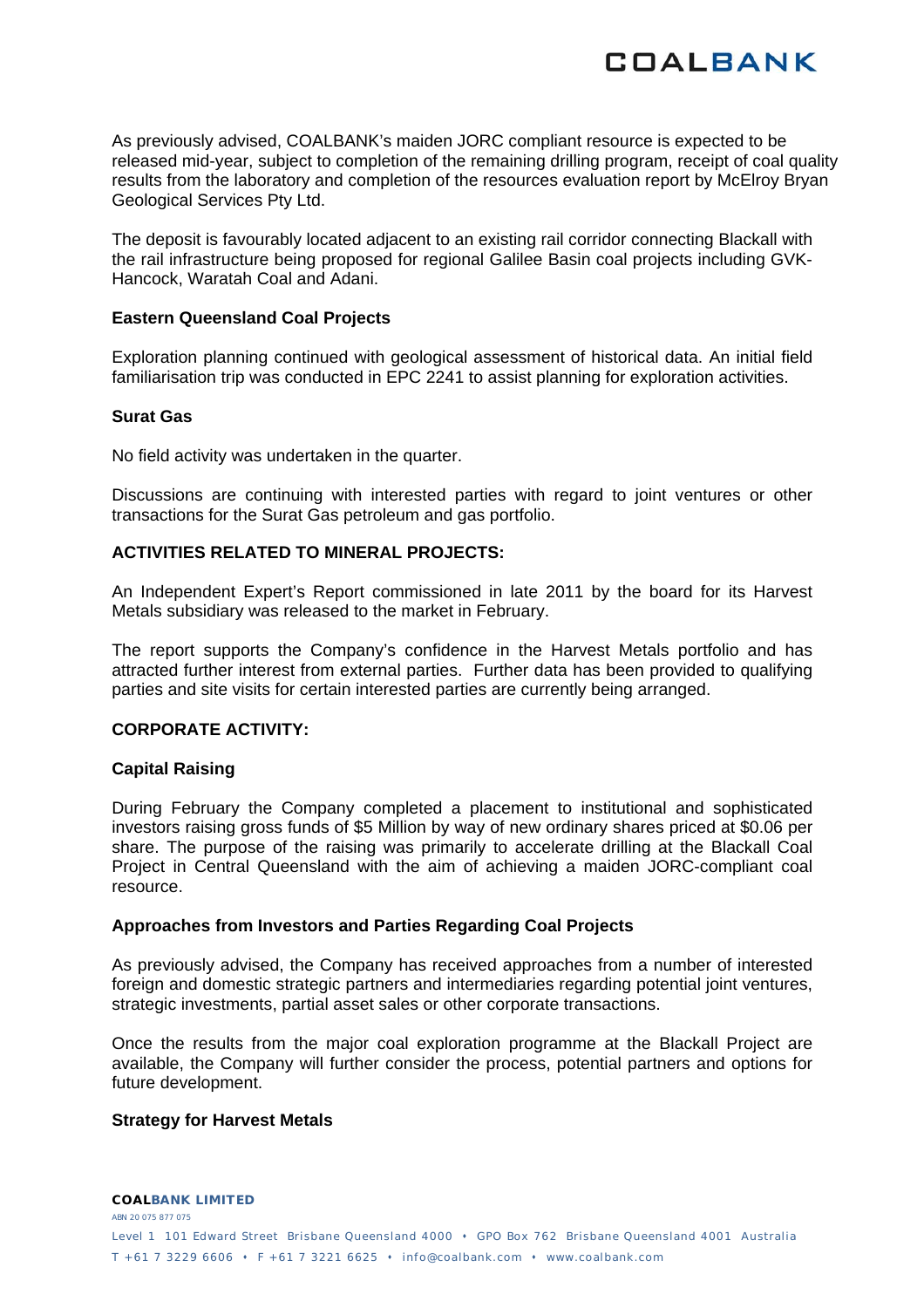As previously advised, COALBANK's maiden JORC compliant resource is expected to be released mid-year, subject to completion of the remaining drilling program, receipt of coal quality results from the laboratory and completion of the resources evaluation report by McElroy Bryan Geological Services Pty Ltd.

The deposit is favourably located adjacent to an existing rail corridor connecting Blackall with the rail infrastructure being proposed for regional Galilee Basin coal projects including GVK-Hancock, Waratah Coal and Adani.

**Eastern Queensland Coal Projects**

Exploration planning continued with geological assessment of historical data. An initial field familiarisation trip was conducted in EPC 2241 to assist planning for exploration activities.

**Surat Gas**

No field activity was undertaken in the quarter.

Discussions are continuing with interested parties with regard to joint ventures or other transactions for the Surat Gas petroleum and gas portfolio.

**ACTIVITIES RELATED TO MINERAL PROJECTS:**

An Independent Expert's Report commissioned in late 2011 by the board for its Harvest Metals subsidiary was released to the market in February.

The report supports the Company's confidence in the Harvest Metals portfolio and has attracted further interest from external parties. Further data has been provided to qualifying parties and site visits for certain interested parties are currently being arranged.

**CORPORATE ACTIVITY:**

**Capital Raising**

During February the Company completed a placement to institutional and sophisticated investors raising gross funds of $5 Million by way of new ordinary shares priced at $0.06 per share. The purpose of the raising was primarily to accelerate drilling at the Blackall Coal Project in Central Queensland with the aim of achieving a maiden JORC-compliant coal resource.

**Approaches from Investors and Parties Regarding Coal Projects**

As previously advised, the Company has received approaches from a number of interested foreign and domestic strategic partners and intermediaries regarding potential joint ventures, strategic investments, partial asset sales or other corporate transactions.

Once the results from the major coal exploration programme at the Blackall Project are available, the Company will further consider the process, potential partners and options for future development.

**Strategy for Harvest Metals**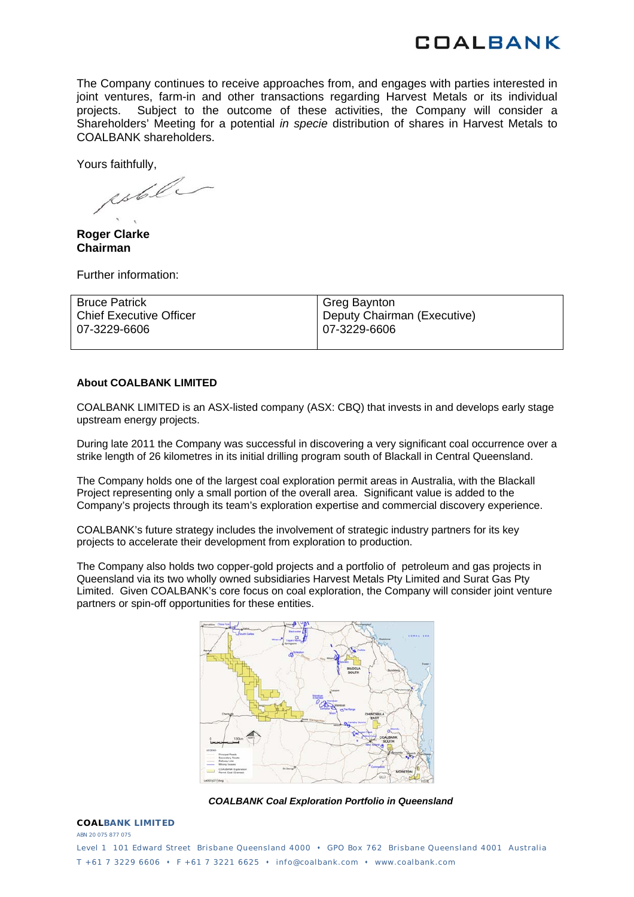The Company continues to receive approaches from, and engages with parties interested in joint ventures, farm-in and other transactions regarding Harvest Metals or its individual projects. Subject to the outcome of these activities, the Company will consider a Shareholders' Meeting for a potential *in specie* distribution of shares in Harvest Metals to COALBANK shareholders.

Yours faithfully,

**Roger Clarke**
**Chairman**

Further information:

| | |
|---|---|
| Bruce Patrick<br>Chief Executive Officer<br>07-3229-6606 | Greg Baynton<br>Deputy Chairman (Executive)<br>07-3229-6606 |

**About COALBANK LIMITED**

COALBANK LIMITED is an ASX-listed company (ASX: CBQ) that invests in and develops early stage upstream energy projects.

During late 2011 the Company was successful in discovering a very significant coal occurrence over a strike length of 26 kilometres in its initial drilling program south of Blackall in Central Queensland.

The Company holds one of the largest coal exploration permit areas in Australia, with the Blackall Project representing only a small portion of the overall area. Significant value is added to the Company's projects through its team's exploration expertise and commercial discovery experience.

COALBANK's future strategy includes the involvement of strategic industry partners for its key projects to accelerate their development from exploration to production.

The Company also holds two copper-gold projects and a portfolio of petroleum and gas projects in Queensland via its two wholly owned subsidiaries Harvest Metals Pty Limited and Surat Gas Pty Limited. Given COALBANK's core focus on coal exploration, the Company will consider joint venture partners or spin-off opportunities for these entities.

***COALBANK Coal Exploration Portfolio in Queensland***

**COALBANK LIMITED**
ABN 20 075 877 075
Level 1 101 Edward Street Brisbane Queensland 4000 • GPO Box 762 Brisbane Queensland 4001 Australia
T +61 7 3229 6606 • F +61 7 3221 6625 • info@coalbank.com • www.coalbank.com